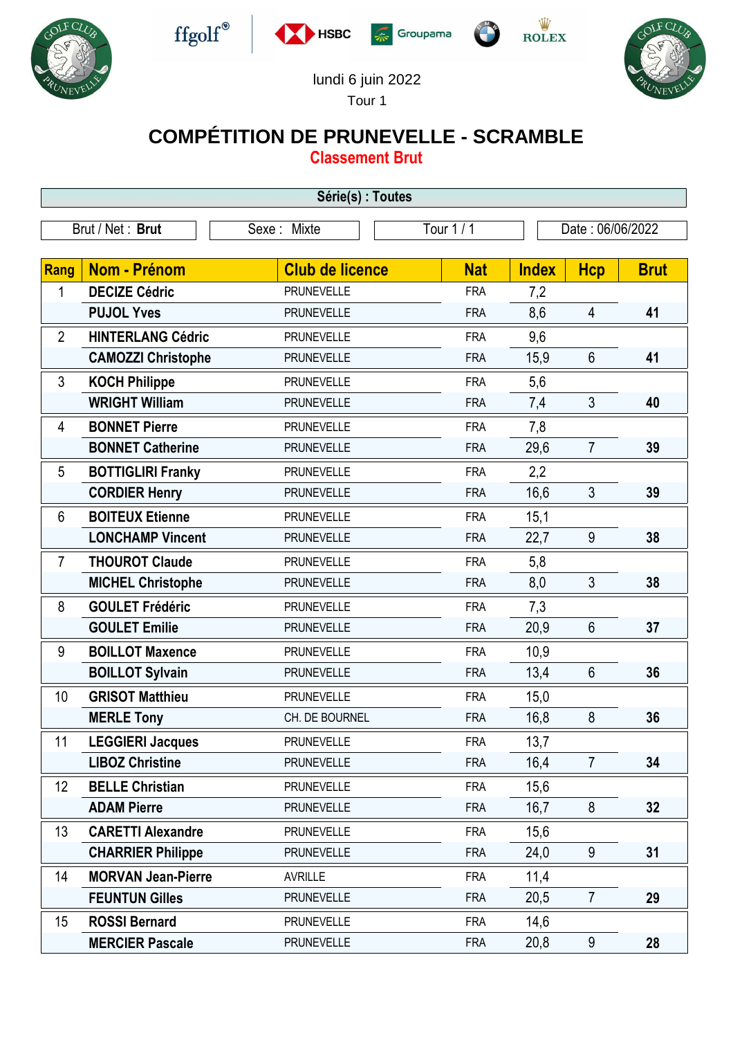lundi 6 juin 2022

Tour 1

# COMPÉTITION DE PRUNEVELLE - SCRAMBLE

## Classement Brut

**Série(s) : Toutes**

| Brut / Net : **Brut** | Sexe : Mixte | Tour 1 / 1 | Date : 06/06/2022 |
|---|---|---|---|

| Rang | Nom - Prénom | Club de licence | Nat | Index | Hcp | Brut |
|---|---|---|---|---|---|---|
| 1 | **DECIZE Cédric** | PRUNEVELLE | FRA | 7,2 | | |
| | **PUJOL Yves** | PRUNEVELLE | FRA | 8,6 | 4 | **41** |
| 2 | **HINTERLANG Cédric** | PRUNEVELLE | FRA | 9,6 | | |
| | **CAMOZZI Christophe** | PRUNEVELLE | FRA | 15,9 | 6 | **41** |
| 3 | **KOCH Philippe** | PRUNEVELLE | FRA | 5,6 | | |
| | **WRIGHT William** | PRUNEVELLE | FRA | 7,4 | 3 | **40** |
| 4 | **BONNET Pierre** | PRUNEVELLE | FRA | 7,8 | | |
| | **BONNET Catherine** | PRUNEVELLE | FRA | 29,6 | 7 | **39** |
| 5 | **BOTTIGLIRI Franky** | PRUNEVELLE | FRA | 2,2 | | |
| | **CORDIER Henry** | PRUNEVELLE | FRA | 16,6 | 3 | **39** |
| 6 | **BOITEUX Etienne** | PRUNEVELLE | FRA | 15,1 | | |
| | **LONCHAMP Vincent** | PRUNEVELLE | FRA | 22,7 | 9 | **38** |
| 7 | **THOUROT Claude** | PRUNEVELLE | FRA | 5,8 | | |
| | **MICHEL Christophe** | PRUNEVELLE | FRA | 8,0 | 3 | **38** |
| 8 | **GOULET Frédéric** | PRUNEVELLE | FRA | 7,3 | | |
| | **GOULET Emilie** | PRUNEVELLE | FRA | 20,9 | 6 | **37** |
| 9 | **BOILLOT Maxence** | PRUNEVELLE | FRA | 10,9 | | |
| | **BOILLOT Sylvain** | PRUNEVELLE | FRA | 13,4 | 6 | **36** |
| 10 | **GRISOT Matthieu** | PRUNEVELLE | FRA | 15,0 | | |
| | **MERLE Tony** | CH. DE BOURNEL | FRA | 16,8 | 8 | **36** |
| 11 | **LEGGIERI Jacques** | PRUNEVELLE | FRA | 13,7 | | |
| | **LIBOZ Christine** | PRUNEVELLE | FRA | 16,4 | 7 | **34** |
| 12 | **BELLE Christian** | PRUNEVELLE | FRA | 15,6 | | |
| | **ADAM Pierre** | PRUNEVELLE | FRA | 16,7 | 8 | **32** |
| 13 | **CARETTI Alexandre** | PRUNEVELLE | FRA | 15,6 | | |
| | **CHARRIER Philippe** | PRUNEVELLE | FRA | 24,0 | 9 | **31** |
| 14 | **MORVAN Jean-Pierre** | AVRILLE | FRA | 11,4 | | |
| | **FEUNTUN Gilles** | PRUNEVELLE | FRA | 20,5 | 7 | **29** |
| 15 | **ROSSI Bernard** | PRUNEVELLE | FRA | 14,6 | | |
| | **MERCIER Pascale** | PRUNEVELLE | FRA | 20,8 | 9 | **28** |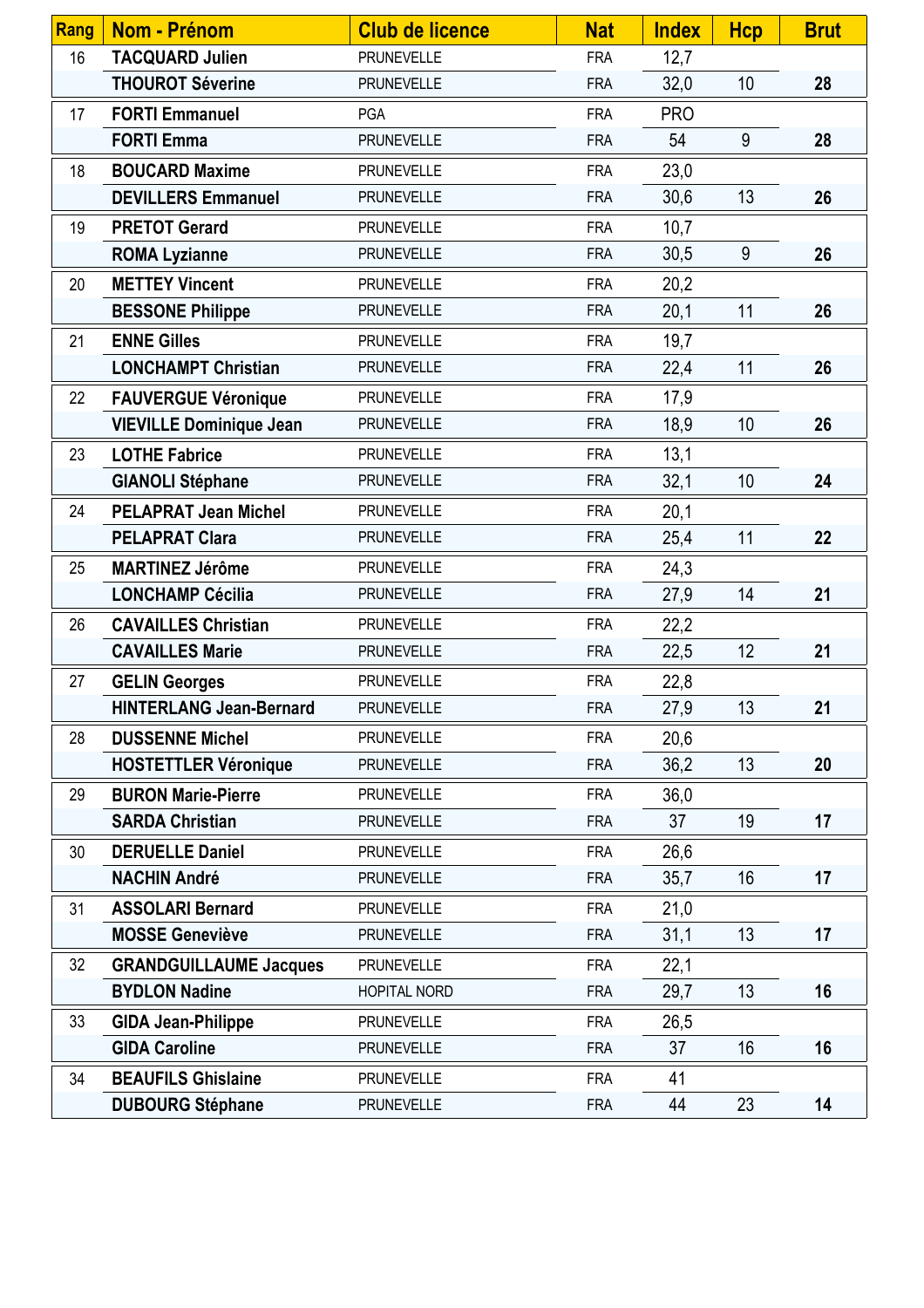| Rang | Nom - Prénom | Club de licence | Nat | Index | Hcp | Brut |
|---|---|---|---|---|---|---|
| 16 | **TACQUARD Julien** | PRUNEVELLE | FRA | 12,7 | | |
| | **THOUROT Séverine** | PRUNEVELLE | FRA | 32,0 | 10 | **28** |
| 17 | **FORTI Emmanuel** | PGA | FRA | PRO | | |
| | **FORTI Emma** | PRUNEVELLE | FRA | 54 | 9 | **28** |
| 18 | **BOUCARD Maxime** | PRUNEVELLE | FRA | 23,0 | | |
| | **DEVILLERS Emmanuel** | PRUNEVELLE | FRA | 30,6 | 13 | **26** |
| 19 | **PRETOT Gerard** | PRUNEVELLE | FRA | 10,7 | | |
| | **ROMA Lyzianne** | PRUNEVELLE | FRA | 30,5 | 9 | **26** |
| 20 | **METTEY Vincent** | PRUNEVELLE | FRA | 20,2 | | |
| | **BESSONE Philippe** | PRUNEVELLE | FRA | 20,1 | 11 | **26** |
| 21 | **ENNE Gilles** | PRUNEVELLE | FRA | 19,7 | | |
| | **LONCHAMPT Christian** | PRUNEVELLE | FRA | 22,4 | 11 | **26** |
| 22 | **FAUVERGUE Véronique** | PRUNEVELLE | FRA | 17,9 | | |
| | **VIEVILLE Dominique Jean** | PRUNEVELLE | FRA | 18,9 | 10 | **26** |
| 23 | **LOTHE Fabrice** | PRUNEVELLE | FRA | 13,1 | | |
| | **GIANOLI Stéphane** | PRUNEVELLE | FRA | 32,1 | 10 | **24** |
| 24 | **PELAPRAT Jean Michel** | PRUNEVELLE | FRA | 20,1 | | |
| | **PELAPRAT Clara** | PRUNEVELLE | FRA | 25,4 | 11 | **22** |
| 25 | **MARTINEZ Jérôme** | PRUNEVELLE | FRA | 24,3 | | |
| | **LONCHAMP Cécilia** | PRUNEVELLE | FRA | 27,9 | 14 | **21** |
| 26 | **CAVAILLES Christian** | PRUNEVELLE | FRA | 22,2 | | |
| | **CAVAILLES Marie** | PRUNEVELLE | FRA | 22,5 | 12 | **21** |
| 27 | **GELIN Georges** | PRUNEVELLE | FRA | 22,8 | | |
| | **HINTERLANG Jean-Bernard** | PRUNEVELLE | FRA | 27,9 | 13 | **21** |
| 28 | **DUSSENNE Michel** | PRUNEVELLE | FRA | 20,6 | | |
| | **HOSTETTLER Véronique** | PRUNEVELLE | FRA | 36,2 | 13 | **20** |
| 29 | **BURON Marie-Pierre** | PRUNEVELLE | FRA | 36,0 | | |
| | **SARDA Christian** | PRUNEVELLE | FRA | 37 | 19 | **17** |
| 30 | **DERUELLE Daniel** | PRUNEVELLE | FRA | 26,6 | | |
| | **NACHIN André** | PRUNEVELLE | FRA | 35,7 | 16 | **17** |
| 31 | **ASSOLARI Bernard** | PRUNEVELLE | FRA | 21,0 | | |
| | **MOSSE Geneviève** | PRUNEVELLE | FRA | 31,1 | 13 | **17** |
| 32 | **GRANDGUILLAUME Jacques** | PRUNEVELLE | FRA | 22,1 | | |
| | **BYDLON Nadine** | HOPITAL NORD | FRA | 29,7 | 13 | **16** |
| 33 | **GIDA Jean-Philippe** | PRUNEVELLE | FRA | 26,5 | | |
| | **GIDA Caroline** | PRUNEVELLE | FRA | 37 | 16 | **16** |
| 34 | **BEAUFILS Ghislaine** | PRUNEVELLE | FRA | 41 | | |
| | **DUBOURG Stéphane** | PRUNEVELLE | FRA | 44 | 23 | **14** |